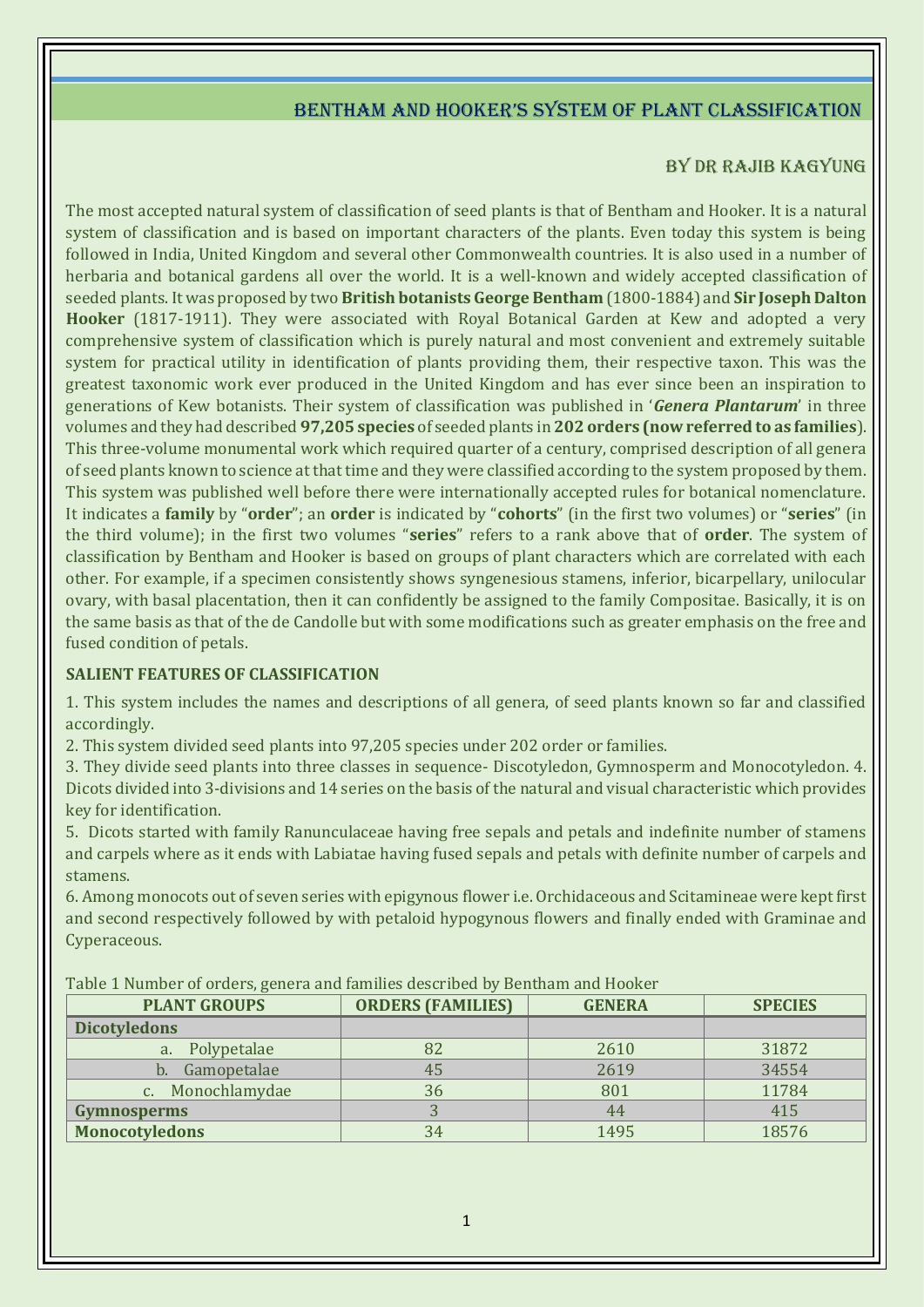# BENTHAM AND HOOKER'S SYSTEM OF PLANT CLASSIFICATION

BY DR RAJIB KAGYUNG

The most accepted natural system of classification of seed plants is that of Bentham and Hooker. It is a natural system of classification and is based on important characters of the plants. Even today this system is being followed in India, United Kingdom and several other Commonwealth countries. It is also used in a number of herbaria and botanical gardens all over the world. It is a well-known and widely accepted classification of seeded plants. It was proposed by two **British botanists George Bentham** (1800-1884) and **Sir Joseph Dalton Hooker** (1817-1911). They were associated with Royal Botanical Garden at Kew and adopted a very comprehensive system of classification which is purely natural and most convenient and extremely suitable system for practical utility in identification of plants providing them, their respective taxon. This was the greatest taxonomic work ever produced in the United Kingdom and has ever since been an inspiration to generations of Kew botanists. Their system of classification was published in '***Genera Plantarum***' in three volumes and they had described **97,205 species** of seeded plants in **202 orders (now referred to as families**). This three-volume monumental work which required quarter of a century, comprised description of all genera of seed plants known to science at that time and they were classified according to the system proposed by them. This system was published well before there were internationally accepted rules for botanical nomenclature. It indicates a **family** by "**order**"; an **order** is indicated by "**cohorts**" (in the first two volumes) or "**series**" (in the third volume); in the first two volumes "**series**" refers to a rank above that of **order**. The system of classification by Bentham and Hooker is based on groups of plant characters which are correlated with each other. For example, if a specimen consistently shows syngenesious stamens, inferior, bicarpellary, unilocular ovary, with basal placentation, then it can confidently be assigned to the family Compositae. Basically, it is on the same basis as that of the de Candolle but with some modifications such as greater emphasis on the free and fused condition of petals.

### SALIENT FEATURES OF CLASSIFICATION

1. This system includes the names and descriptions of all genera, of seed plants known so far and classified accordingly.
2. This system divided seed plants into 97,205 species under 202 order or families.
3. They divide seed plants into three classes in sequence- Discotyledon, Gymnosperm and Monocotyledon. 4. Dicots divided into 3-divisions and 14 series on the basis of the natural and visual characteristic which provides key for identification.
5. Dicots started with family Ranunculaceae having free sepals and petals and indefinite number of stamens and carpels where as it ends with Labiatae having fused sepals and petals with definite number of carpels and stamens.
6. Among monocots out of seven series with epigynous flower i.e. Orchidaceous and Scitamineae were kept first and second respectively followed by with petaloid hypogynous flowers and finally ended with Graminae and Cyperaceous.

Table 1 Number of orders, genera and families described by Bentham and Hooker

| PLANT GROUPS | ORDERS (FAMILIES) | GENERA | SPECIES |
|---|---|---|---|
| **Dicotyledons** | | | |
| a. Polypetalae | 82 | 2610 | 31872 |
| b. Gamopetalae | 45 | 2619 | 34554 |
| c. Monochlamydae | 36 | 801 | 11784 |
| **Gymnosperms** | 3 | 44 | 415 |
| **Monocotyledons** | 34 | 1495 | 18576 |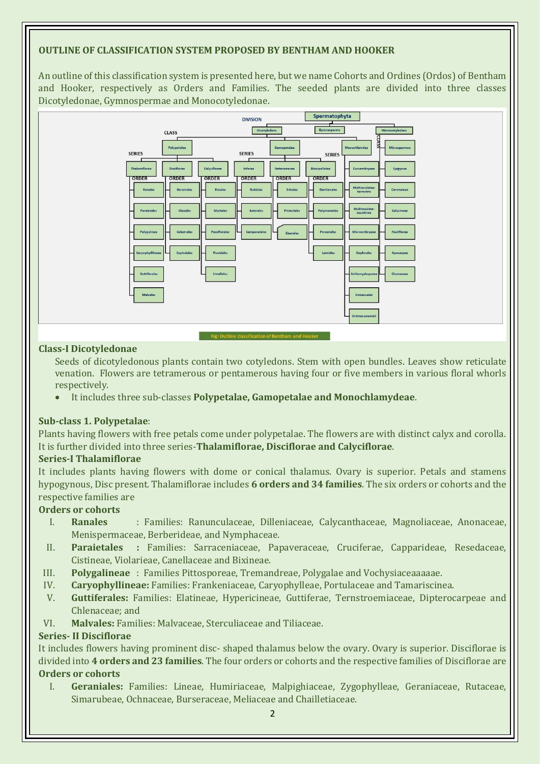## OUTLINE OF CLASSIFICATION SYSTEM PROPOSED BY BENTHAM AND HOOKER

An outline of this classification system is presented here, but we name Cohorts and Ordines (Ordos) of Bentham and Hooker, respectively as Orders and Families. The seeded plants are divided into three classes Dicotyledonae, Gymnospermae and Monocotyledonae.

Fig: Outline classification of Bentham and Hooker

### Class-I Dicotyledonae

Seeds of dicotyledonous plants contain two cotyledons. Stem with open bundles. Leaves show reticulate venation. Flowers are tetramerous or pentamerous having four or five members in various floral whorls respectively.

- It includes three sub-classes **Polypetalae, Gamopetalae and Monochlamydeae**.

### Sub-class 1. Polypetalae:

Plants having flowers with free petals come under polypetalae. The flowers are with distinct calyx and corolla. It is further divided into three series-**Thalamiflorae, Disciflorae and Calyciflorae**.

#### Series-I Thalamiflorae

It includes plants having flowers with dome or conical thalamus. Ovary is superior. Petals and stamens hypogynous, Disc present. Thalamiflorae includes **6 orders and 34 families**. The six orders or cohorts and the respective families are

**Orders or cohorts**

I. **Ranales** : Families: Ranunculaceae, Dilleniaceae, Calycanthaceae, Magnoliaceae, Anonaceae, Menispermaceae, Berberideae, and Nymphaceae.
II. **Paraietales :** Families: Sarraceniaceae, Papaveraceae, Cruciferae, Capparideae, Resedaceae, Cistineae, Violarieae, Canellaceae and Bixineae.
III. **Polygalineae** : Families Pittosporeae, Tremandreae, Polygalae and Vochysiaceaaaaae.
IV. **Caryophyllineae:** Families: Frankeniaceae, Caryophylleae, Portulaceae and Tamariscinea.
V. **Guttiferales:** Families: Elatineae, Hypericineae, Guttiferae, Ternstroemiaceae, Dipterocarpeae and Chlenaceae; and
VI. **Malvales:** Families: Malvaceae, Sterculiaceae and Tiliaceae.

#### Series- II Disciflorae

It includes flowers having prominent disc- shaped thalamus below the ovary. Ovary is superior. Disciflorae is divided into **4 orders and 23 families**. The four orders or cohorts and the respective families of Disciflorae are

**Orders or cohorts**

I. **Geraniales:** Families: Lineae, Humiriaceae, Malpighiaceae, Zygophylleae, Geraniaceae, Rutaceae, Simarubeae, Ochnaceae, Burseraceae, Meliaceae and Chailletiaceae.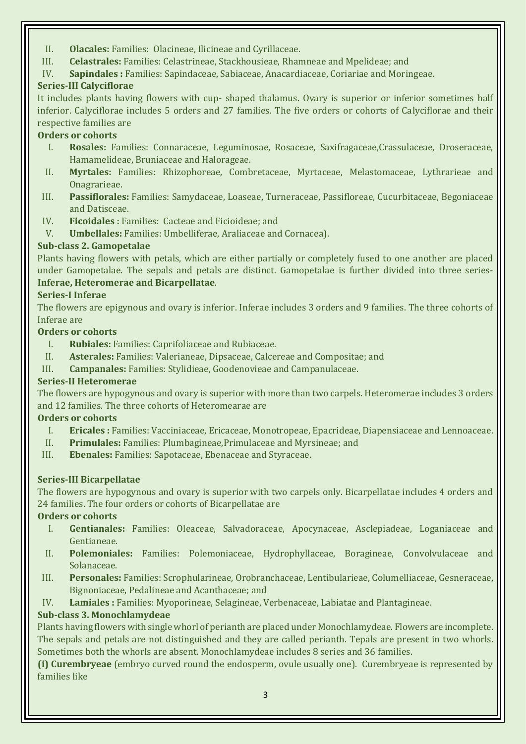II. **Olacales:** Families: Olacineae, Ilicineae and Cyrillaceae.
III. **Celastrales:** Families: Celastrineae, Stackhousieae, Rhamneae and Mpelideae; and
IV. **Sapindales :** Families: Sapindaceae, Sabiaceae, Anacardiaceae, Coriariae and Moringeae.

**Series-III Calyciflorae**

It includes plants having flowers with cup- shaped thalamus. Ovary is superior or inferior sometimes half inferior. Calyciflorae includes 5 orders and 27 families. The five orders or cohorts of Calyciflorae and their respective families are

**Orders or cohorts**

I. **Rosales:** Families: Connaraceae, Leguminosae, Rosaceae, Saxifragaceae,Crassulaceae, Droseraceae, Hamamelideae, Bruniaceae and Halorageae.
II. **Myrtales:** Families: Rhizophoreae, Combretaceae, Myrtaceae, Melastomaceae, Lythrarieae and Onagrarieae.
III. **Passiflorales:** Families: Samydaceae, Loaseae, Turneraceae, Passifloreae, Cucurbitaceae, Begoniaceae and Datisceae.
IV. **Ficoidales :** Families: Cacteae and Ficioideae; and
V. **Umbellales:** Families: Umbelliferae, Araliaceae and Cornacea).

**Sub-class 2. Gamopetalae**

Plants having flowers with petals, which are either partially or completely fused to one another are placed under Gamopetalae. The sepals and petals are distinct. Gamopetalae is further divided into three series- **Inferae, Heteromerae and Bicarpellatae**.

**Series-I Inferae**

The flowers are epigynous and ovary is inferior. Inferae includes 3 orders and 9 families. The three cohorts of Inferae are

**Orders or cohorts**

I. **Rubiales:** Families: Caprifoliaceae and Rubiaceae.
II. **Asterales:** Families: Valerianeae, Dipsaceae, Calcereae and Compositae; and
III. **Campanales:** Families: Stylidieae, Goodenovieae and Campanulaceae.

**Series-II Heteromerae**

The flowers are hypogynous and ovary is superior with more than two carpels. Heteromerae includes 3 orders and 12 families. The three cohorts of Heteromearae are

**Orders or cohorts**

I. **Ericales :** Families: Vacciniaceae, Ericaceae, Monotropeae, Epacrideae, Diapensiaceae and Lennoaceae.
II. **Primulales:** Families: Plumbagineae,Primulaceae and Myrsineae; and
III. **Ebenales:** Families: Sapotaceae, Ebenaceae and Styraceae.

**Series-III Bicarpellatae**

The flowers are hypogynous and ovary is superior with two carpels only. Bicarpellatae includes 4 orders and 24 families. The four orders or cohorts of Bicarpellatae are

**Orders or cohorts**

I. **Gentianales:** Families: Oleaceae, Salvadoraceae, Apocynaceae, Asclepiadeae, Loganiaceae and Gentianeae.
II. **Polemoniales:** Families: Polemoniaceae, Hydrophyllaceae, Boragineae, Convolvulaceae and Solanaceae.
III. **Personales:** Families: Scrophularineae, Orobranchaceae, Lentibularieae, Columelliaceae, Gesneraceae, Bignoniaceae, Pedalineae and Acanthaceae; and
IV. **Lamiales :** Families: Myoporineae, Selagineae, Verbenaceae, Labiatae and Plantagineae.

**Sub-class 3. Monochlamydeae**

Plants having flowers with single whorl of perianth are placed under Monochlamydeae. Flowers are incomplete. The sepals and petals are not distinguished and they are called perianth. Tepals are present in two whorls. Sometimes both the whorls are absent. Monochlamydeae includes 8 series and 36 families.

**(i) Curembryeae** (embryo curved round the endosperm, ovule usually one). Curembryeae is represented by families like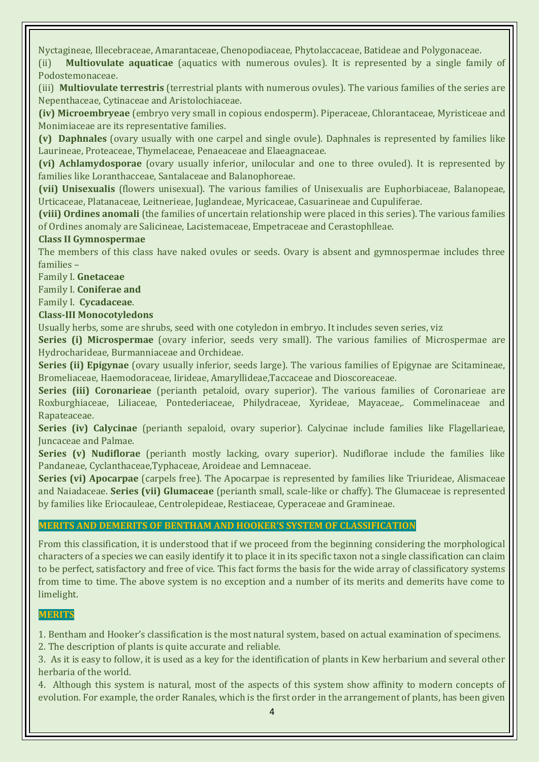Nyctagineae, Illecebraceae, Amarantaceae, Chenopodiaceae, Phytolaccaceae, Batideae and Polygonaceae.

(ii) **Multiovulate aquaticae** (aquatics with numerous ovules). It is represented by a single family of Podostemonaceae.

(iii) **Multiovulate terrestris** (terrestrial plants with numerous ovules). The various families of the series are Nepenthaceae, Cytinaceae and Aristolochiaceae.

**(iv) Microembryeae** (embryo very small in copious endosperm). Piperaceae, Chlorantaceae, Myristiceae and Monimiaceae are its representative families.

**(v) Daphnales** (ovary usually with one carpel and single ovule). Daphnales is represented by families like Laurineae, Proteaceae, Thymelaceae, Penaeaceae and Elaeagnaceae.

**(vi) Achlamydosporae** (ovary usually inferior, unilocular and one to three ovuled). It is represented by families like Loranthacceae, Santalaceae and Balanophoreae.

**(vii) Unisexualis** (flowers unisexual). The various families of Unisexualis are Euphorbiaceae, Balanopeae, Urticaceae, Platanaceae, Leitnerieae, Juglandeae, Myricaceae, Casuarineae and Cupuliferae.

**(viii) Ordines anomali** (the families of uncertain relationship were placed in this series). The various families of Ordines anomaly are Salicineae, Lacistemaceae, Empetraceae and Cerastophlleae.

**Class II Gymnospermae**

The members of this class have naked ovules or seeds. Ovary is absent and gymnospermae includes three families –

Family I. **Gnetaceae**

Family I. **Coniferae and**

Family I. **Cycadaceae**.

**Class-III Monocotyledons**

Usually herbs, some are shrubs, seed with one cotyledon in embryo. It includes seven series, viz

**Series (i) Microspermae** (ovary inferior, seeds very small). The various families of Microspermae are Hydrocharideae, Burmanniaceae and Orchideae.

**Series (ii) Epigynae** (ovary usually inferior, seeds large). The various families of Epigynae are Scitamineae, Bromeliaceae, Haemodoraceae, Iirideae, Amaryllideae,Taccaceae and Dioscoreaceae.

**Series (iii) Coronarieae** (perianth petaloid, ovary superior). The various families of Coronarieae are Roxburghiaceae, Liliaceae, Pontederiaceae, Philydraceae, Xyrideae, Mayaceae,. Commelinaceae and Rapateaceae.

**Series (iv) Calycinae** (perianth sepaloid, ovary superior). Calycinae include families like Flagellarieae, Juncaceae and Palmae.

**Series (v) Nudiflorae** (perianth mostly lacking, ovary superior). Nudiflorae include the families like Pandaneae, Cyclanthaceae,Typhaceae, Aroideae and Lemnaceae.

**Series (vi) Apocarpae** (carpels free). The Apocarpae is represented by families like Triurideae, Alismaceae and Naiadaceae. **Series (vii) Glumaceae** (perianth small, scale-like or chaffy). The Glumaceae is represented by families like Eriocauleae, Centrolepideae, Restiaceae, Cyperaceae and Gramineae.

## MERITS AND DEMERITS OF BENTHAM AND HOOKER'S SYSTEM OF CLASSIFICATION

From this classification, it is understood that if we proceed from the beginning considering the morphological characters of a species we can easily identify it to place it in its specific taxon not a single classification can claim to be perfect, satisfactory and free of vice. This fact forms the basis for the wide array of classificatory systems from time to time. The above system is no exception and a number of its merits and demerits have come to limelight.

### MERITS

1. Bentham and Hooker's classification is the most natural system, based on actual examination of specimens.
2. The description of plants is quite accurate and reliable.
3. As it is easy to follow, it is used as a key for the identification of plants in Kew herbarium and several other herbaria of the world.
4. Although this system is natural, most of the aspects of this system show affinity to modern concepts of evolution. For example, the order Ranales, which is the first order in the arrangement of plants, has been given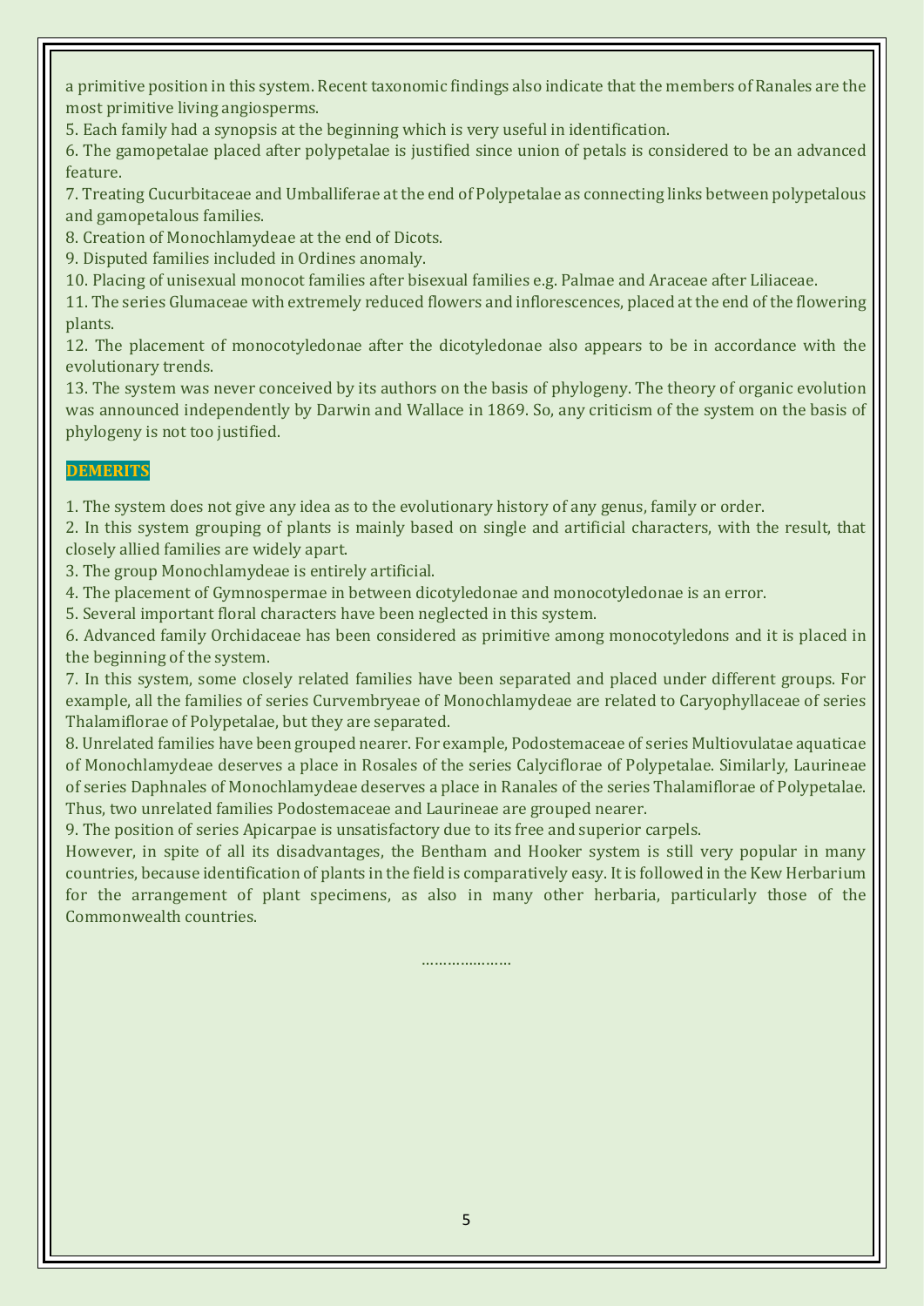a primitive position in this system. Recent taxonomic findings also indicate that the members of Ranales are the most primitive living angiosperms.

5. Each family had a synopsis at the beginning which is very useful in identification.

6. The gamopetalae placed after polypetalae is justified since union of petals is considered to be an advanced feature.

7. Treating Cucurbitaceae and Umballiferae at the end of Polypetalae as connecting links between polypetalous and gamopetalous families.

8. Creation of Monochlamydeae at the end of Dicots.

9. Disputed families included in Ordines anomaly.

10. Placing of unisexual monocot families after bisexual families e.g. Palmae and Araceae after Liliaceae.

11. The series Glumaceae with extremely reduced flowers and inflorescences, placed at the end of the flowering plants.

12. The placement of monocotyledonae after the dicotyledonae also appears to be in accordance with the evolutionary trends.

13. The system was never conceived by its authors on the basis of phylogeny. The theory of organic evolution was announced independently by Darwin and Wallace in 1869. So, any criticism of the system on the basis of phylogeny is not too justified.

### DEMERITS

1. The system does not give any idea as to the evolutionary history of any genus, family or order.
2. In this system grouping of plants is mainly based on single and artificial characters, with the result, that closely allied families are widely apart.
3. The group Monochlamydeae is entirely artificial.
4. The placement of Gymnospermae in between dicotyledonae and monocotyledonae is an error.
5. Several important floral characters have been neglected in this system.
6. Advanced family Orchidaceae has been considered as primitive among monocotyledons and it is placed in the beginning of the system.
7. In this system, some closely related families have been separated and placed under different groups. For example, all the families of series Curvembryeae of Monochlamydeae are related to Caryophyllaceae of series Thalamiflorae of Polypetalae, but they are separated.
8. Unrelated families have been grouped nearer. For example, Podostemaceae of series Multiovulatae aquaticae of Monochlamydeae deserves a place in Rosales of the series Calyciflorae of Polypetalae. Similarly, Laurineae of series Daphnales of Monochlamydeae deserves a place in Ranales of the series Thalamiflorae of Polypetalae. Thus, two unrelated families Podostemaceae and Laurineae are grouped nearer.
9. The position of series Apicarpae is unsatisfactory due to its free and superior carpels.

However, in spite of all its disadvantages, the Bentham and Hooker system is still very popular in many countries, because identification of plants in the field is comparatively easy. It is followed in the Kew Herbarium for the arrangement of plant specimens, as also in many other herbaria, particularly those of the Commonwealth countries.

…………………